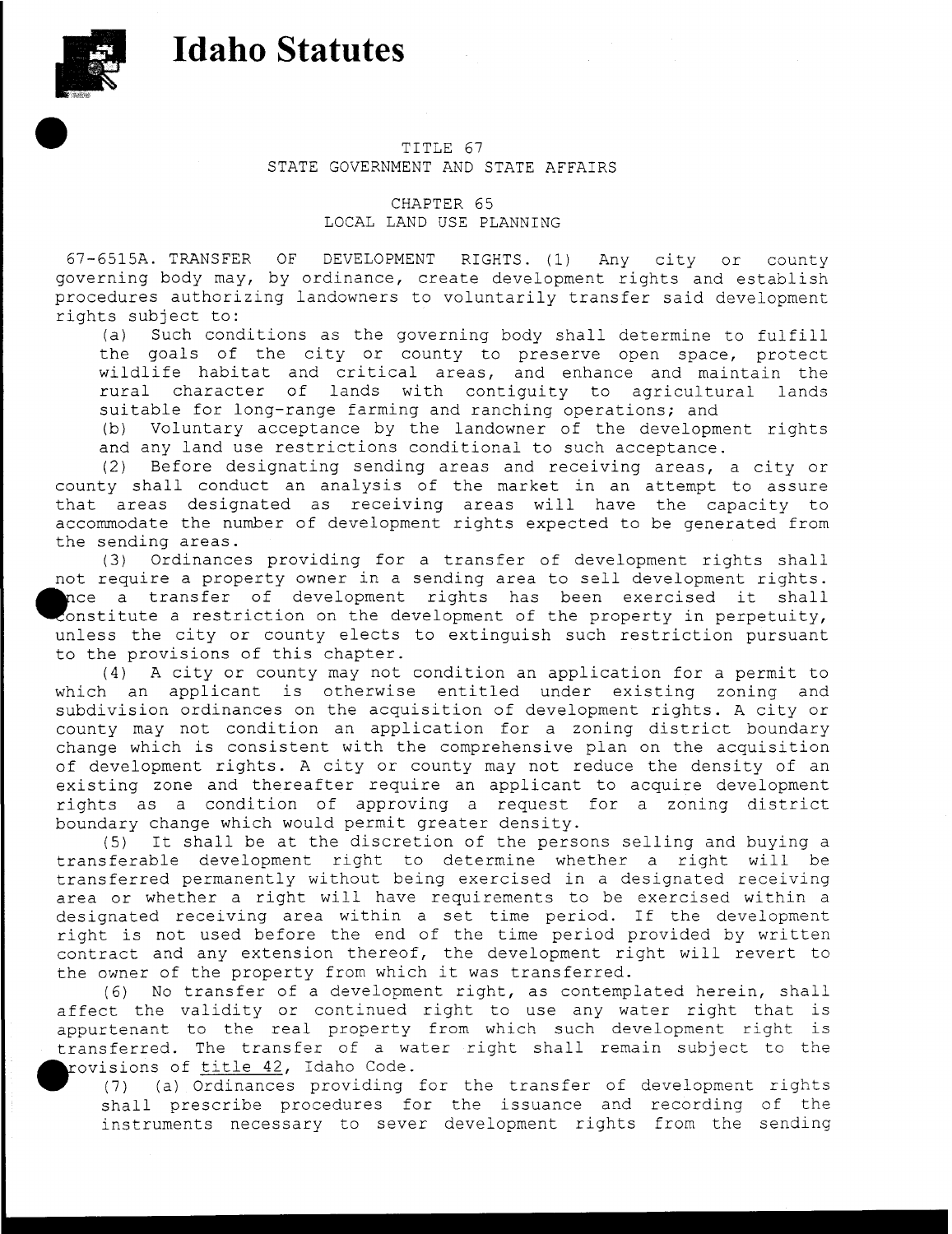# Idaho Statutes

TITLE 67
STATE GOVERNMENT AND STATE AFFAIRS

CHAPTER 65
LOCAL LAND USE PLANNING

67-6515A. TRANSFER OF DEVELOPMENT RIGHTS. (1) Any city or county governing body may, by ordinance, create development rights and establish procedures authorizing landowners to voluntarily transfer said development rights subject to:

(a) Such conditions as the governing body shall determine to fulfill the goals of the city or county to preserve open space, protect wildlife habitat and critical areas, and enhance and maintain the rural character of lands with contiguity to agricultural lands suitable for long-range farming and ranching operations; and

(b) Voluntary acceptance by the landowner of the development rights and any land use restrictions conditional to such acceptance.

(2) Before designating sending areas and receiving areas, a city or county shall conduct an analysis of the market in an attempt to assure that areas designated as receiving areas will have the capacity to accommodate the number of development rights expected to be generated from the sending areas.

(3) Ordinances providing for a transfer of development rights shall not require a property owner in a sending area to sell development rights. Once a transfer of development rights has been exercised it shall constitute a restriction on the development of the property in perpetuity, unless the city or county elects to extinguish such restriction pursuant to the provisions of this chapter.

(4) A city or county may not condition an application for a permit to which an applicant is otherwise entitled under existing zoning and subdivision ordinances on the acquisition of development rights. A city or county may not condition an application for a zoning district boundary change which is consistent with the comprehensive plan on the acquisition of development rights. A city or county may not reduce the density of an existing zone and thereafter require an applicant to acquire development rights as a condition of approving a request for a zoning district boundary change which would permit greater density.

(5) It shall be at the discretion of the persons selling and buying a transferable development right to determine whether a right will be transferred permanently without being exercised in a designated receiving area or whether a right will have requirements to be exercised within a designated receiving area within a set time period. If the development right is not used before the end of the time period provided by written contract and any extension thereof, the development right will revert to the owner of the property from which it was transferred.

(6) No transfer of a development right, as contemplated herein, shall affect the validity or continued right to use any water right that is appurtenant to the real property from which such development right is transferred. The transfer of a water right shall remain subject to the provisions of title 42, Idaho Code.

(7) (a) Ordinances providing for the transfer of development rights shall prescribe procedures for the issuance and recording of the instruments necessary to sever development rights from the sending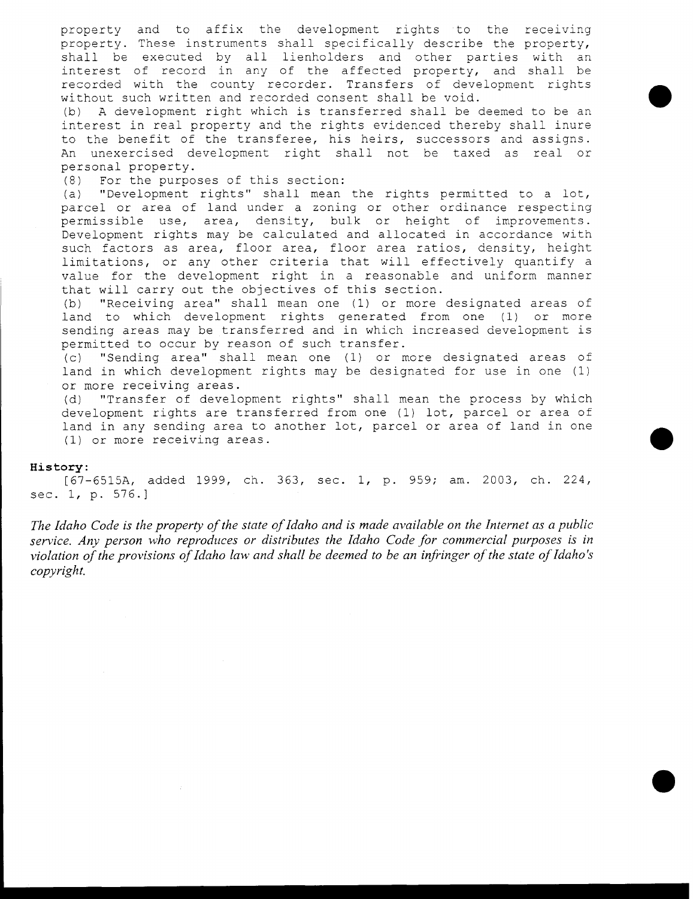property and to affix the development rights to the receiving property. These instruments shall specifically describe the property, shall be executed by all lienholders and other parties with an interest of record in any of the affected property, and shall be recorded with the county recorder. Transfers of development rights without such written and recorded consent shall be void.

(b) A development right which is transferred shall be deemed to be an interest in real property and the rights evidenced thereby shall inure to the benefit of the transferee, his heirs, successors and assigns. An unexercised development right shall not be taxed as real or personal property.

(8) For the purposes of this section:

(a) "Development rights" shall mean the rights permitted to a lot, parcel or area of land under a zoning or other ordinance respecting permissible use, area, density, bulk or height of improvements. Development rights may be calculated and allocated in accordance with such factors as area, floor area, floor area ratios, density, height limitations, or any other criteria that will effectively quantify a value for the development right in a reasonable and uniform manner that will carry out the objectives of this section.

(b) "Receiving area" shall mean one (1) or more designated areas of land to which development rights generated from one (1) or more sending areas may be transferred and in which increased development is permitted to occur by reason of such transfer.

(c) "Sending area" shall mean one (1) or more designated areas of land in which development rights may be designated for use in one (1) or more receiving areas.

(d) "Transfer of development rights" shall mean the process by which development rights are transferred from one (1) lot, parcel or area of land in any sending area to another lot, parcel or area of land in one (1) or more receiving areas.

**History:**

[67-6515A, added 1999, ch. 363, sec. 1, p. 959; am. 2003, ch. 224, sec. 1, p. 576.]

*The Idaho Code is the property of the state of Idaho and is made available on the Internet as a public service. Any person who reproduces or distributes the Idaho Code for commercial purposes is in violation of the provisions of Idaho law and shall be deemed to be an infringer of the state of Idaho's copyright.*